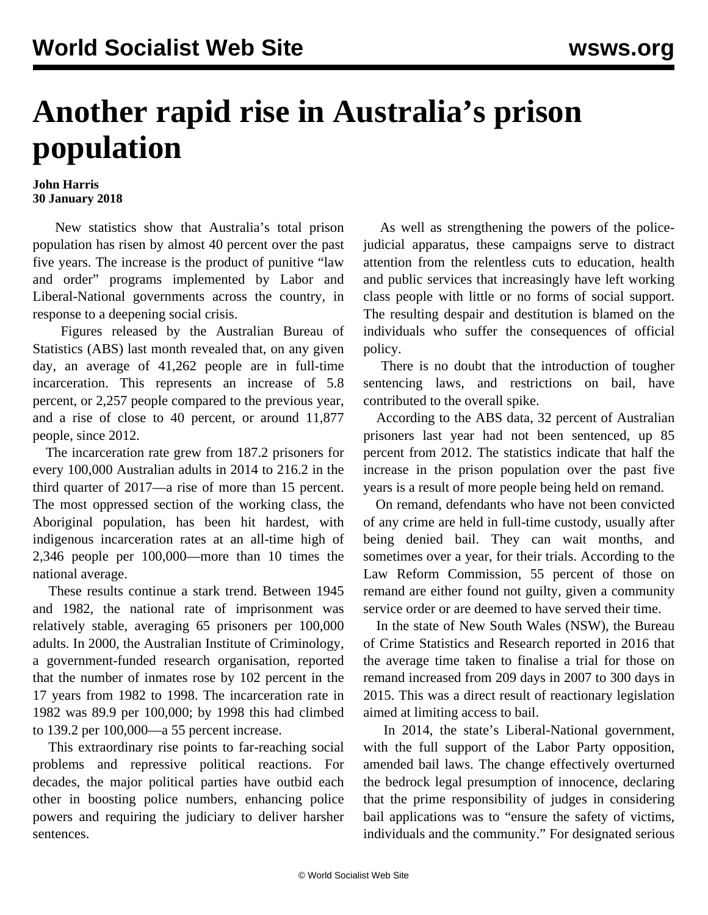# Another rapid rise in Australia's prison population

**John Harris**
**30 January 2018**

New statistics show that Australia's total prison population has risen by almost 40 percent over the past five years. The increase is the product of punitive "law and order" programs implemented by Labor and Liberal-National governments across the country, in response to a deepening social crisis.

Figures released by the Australian Bureau of Statistics (ABS) last month revealed that, on any given day, an average of 41,262 people are in full-time incarceration. This represents an increase of 5.8 percent, or 2,257 people compared to the previous year, and a rise of close to 40 percent, or around 11,877 people, since 2012.

The incarceration rate grew from 187.2 prisoners for every 100,000 Australian adults in 2014 to 216.2 in the third quarter of 2017—a rise of more than 15 percent. The most oppressed section of the working class, the Aboriginal population, has been hit hardest, with indigenous incarceration rates at an all-time high of 2,346 people per 100,000—more than 10 times the national average.

These results continue a stark trend. Between 1945 and 1982, the national rate of imprisonment was relatively stable, averaging 65 prisoners per 100,000 adults. In 2000, the Australian Institute of Criminology, a government-funded research organisation, reported that the number of inmates rose by 102 percent in the 17 years from 1982 to 1998. The incarceration rate in 1982 was 89.9 per 100,000; by 1998 this had climbed to 139.2 per 100,000—a 55 percent increase.

This extraordinary rise points to far-reaching social problems and repressive political reactions. For decades, the major political parties have outbid each other in boosting police numbers, enhancing police powers and requiring the judiciary to deliver harsher sentences.

As well as strengthening the powers of the police-judicial apparatus, these campaigns serve to distract attention from the relentless cuts to education, health and public services that increasingly have left working class people with little or no forms of social support. The resulting despair and destitution is blamed on the individuals who suffer the consequences of official policy.

There is no doubt that the introduction of tougher sentencing laws, and restrictions on bail, have contributed to the overall spike.

According to the ABS data, 32 percent of Australian prisoners last year had not been sentenced, up 85 percent from 2012. The statistics indicate that half the increase in the prison population over the past five years is a result of more people being held on remand.

On remand, defendants who have not been convicted of any crime are held in full-time custody, usually after being denied bail. They can wait months, and sometimes over a year, for their trials. According to the Law Reform Commission, 55 percent of those on remand are either found not guilty, given a community service order or are deemed to have served their time.

In the state of New South Wales (NSW), the Bureau of Crime Statistics and Research reported in 2016 that the average time taken to finalise a trial for those on remand increased from 209 days in 2007 to 300 days in 2015. This was a direct result of reactionary legislation aimed at limiting access to bail.

In 2014, the state's Liberal-National government, with the full support of the Labor Party opposition, amended bail laws. The change effectively overturned the bedrock legal presumption of innocence, declaring that the prime responsibility of judges in considering bail applications was to "ensure the safety of victims, individuals and the community." For designated serious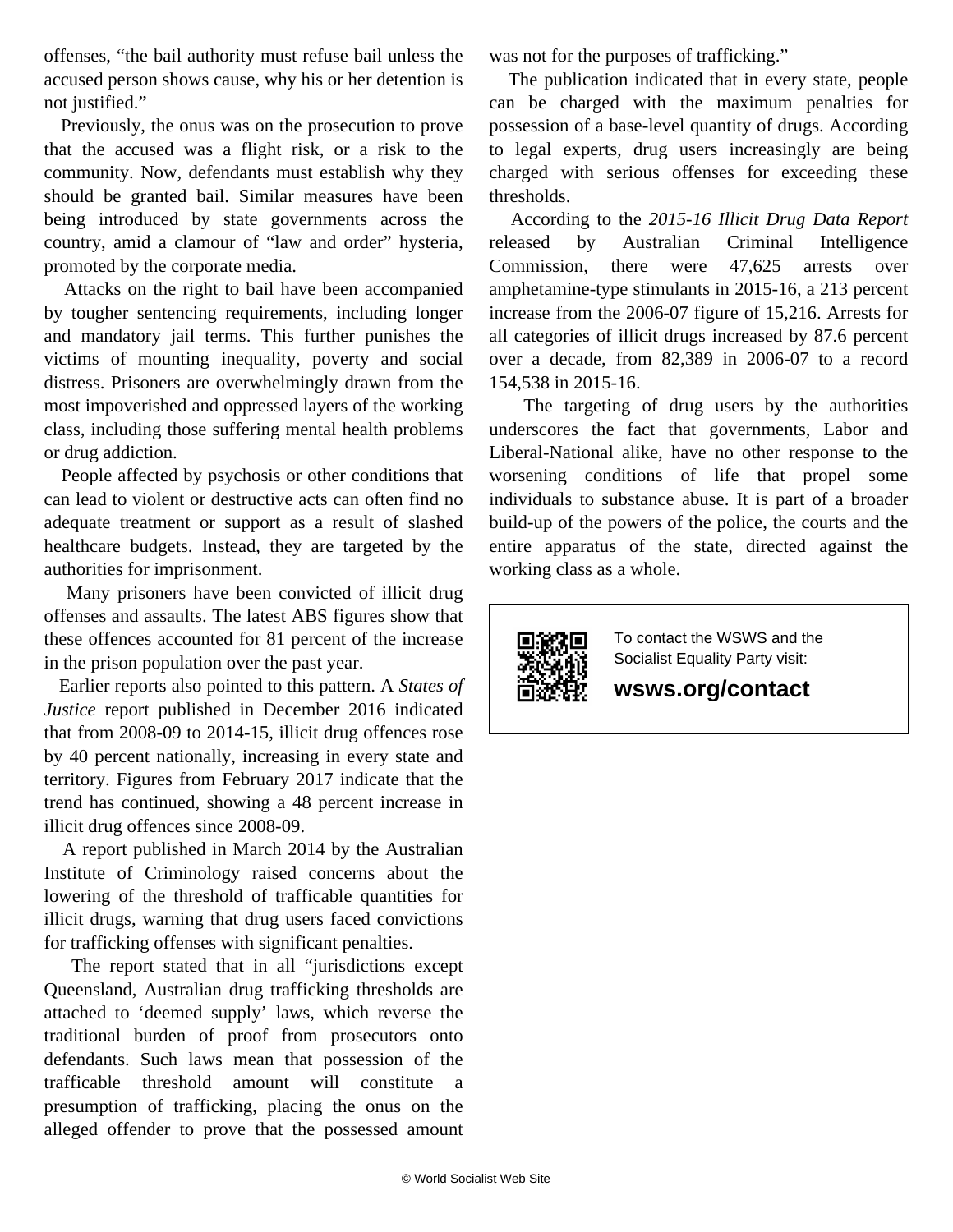offenses, "the bail authority must refuse bail unless the accused person shows cause, why his or her detention is not justified."

Previously, the onus was on the prosecution to prove that the accused was a flight risk, or a risk to the community. Now, defendants must establish why they should be granted bail. Similar measures have been being introduced by state governments across the country, amid a clamour of "law and order" hysteria, promoted by the corporate media.

Attacks on the right to bail have been accompanied by tougher sentencing requirements, including longer and mandatory jail terms. This further punishes the victims of mounting inequality, poverty and social distress. Prisoners are overwhelmingly drawn from the most impoverished and oppressed layers of the working class, including those suffering mental health problems or drug addiction.

People affected by psychosis or other conditions that can lead to violent or destructive acts can often find no adequate treatment or support as a result of slashed healthcare budgets. Instead, they are targeted by the authorities for imprisonment.

Many prisoners have been convicted of illicit drug offenses and assaults. The latest ABS figures show that these offences accounted for 81 percent of the increase in the prison population over the past year.

Earlier reports also pointed to this pattern. A *States of Justice* report published in December 2016 indicated that from 2008-09 to 2014-15, illicit drug offences rose by 40 percent nationally, increasing in every state and territory. Figures from February 2017 indicate that the trend has continued, showing a 48 percent increase in illicit drug offences since 2008-09.

A report published in March 2014 by the Australian Institute of Criminology raised concerns about the lowering of the threshold of trafficable quantities for illicit drugs, warning that drug users faced convictions for trafficking offenses with significant penalties.

The report stated that in all "jurisdictions except Queensland, Australian drug trafficking thresholds are attached to 'deemed supply' laws, which reverse the traditional burden of proof from prosecutors onto defendants. Such laws mean that possession of the trafficable threshold amount will constitute a presumption of trafficking, placing the onus on the alleged offender to prove that the possessed amount was not for the purposes of trafficking."

The publication indicated that in every state, people can be charged with the maximum penalties for possession of a base-level quantity of drugs. According to legal experts, drug users increasingly are being charged with serious offenses for exceeding these thresholds.

According to the *2015-16 Illicit Drug Data Report* released by Australian Criminal Intelligence Commission, there were 47,625 arrests over amphetamine-type stimulants in 2015-16, a 213 percent increase from the 2006-07 figure of 15,216. Arrests for all categories of illicit drugs increased by 87.6 percent over a decade, from 82,389 in 2006-07 to a record 154,538 in 2015-16.

The targeting of drug users by the authorities underscores the fact that governments, Labor and Liberal-National alike, have no other response to the worsening conditions of life that propel some individuals to substance abuse. It is part of a broader build-up of the powers of the police, the courts and the entire apparatus of the state, directed against the working class as a whole.

To contact the WSWS and the Socialist Equality Party visit:

**wsws.org/contact**